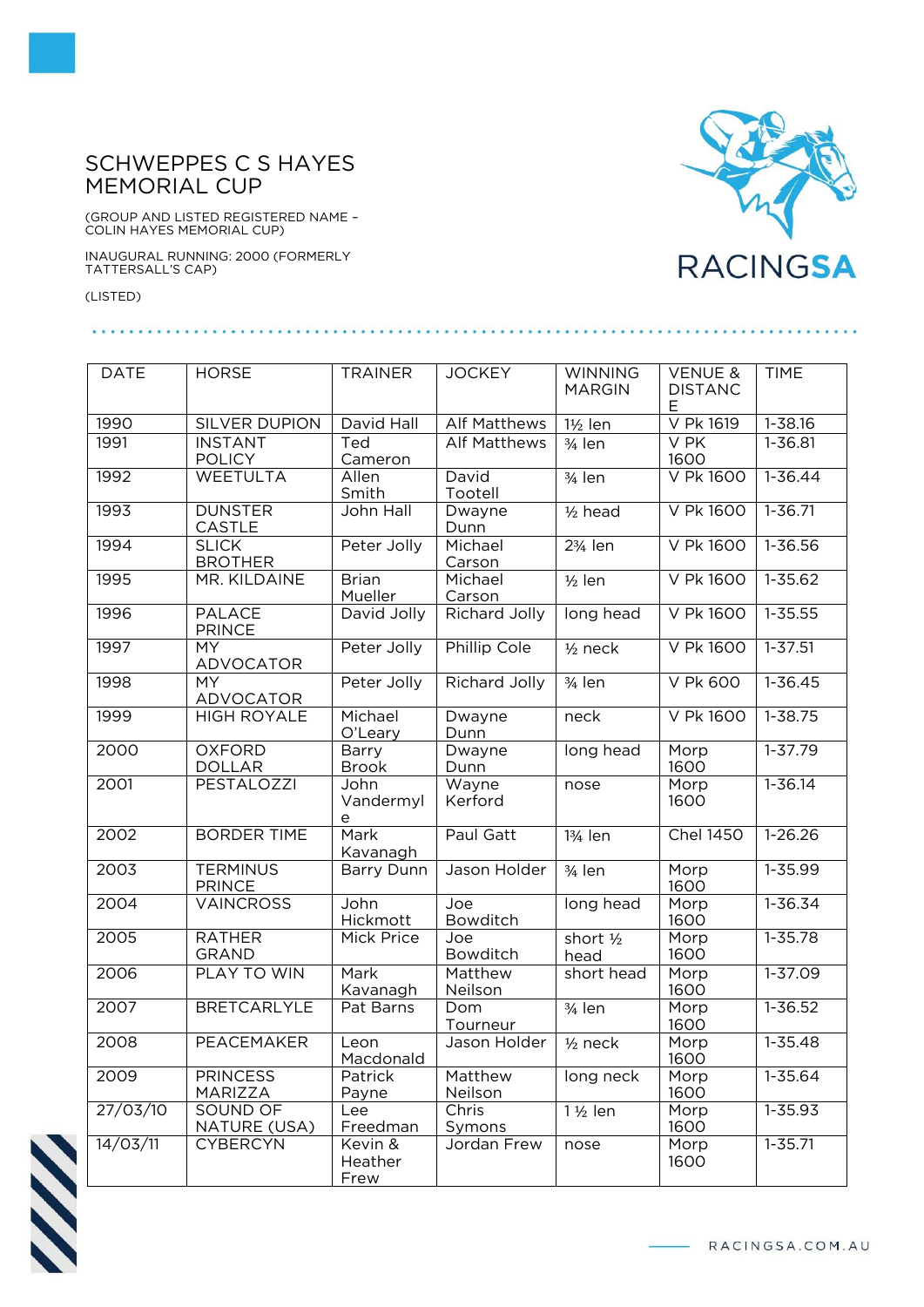# SCHWEPPES C S HAYES MEMORIAL CUP

(GROUP AND LISTED REGISTERED NAME – COLIN HAYES MEMORIAL CUP)

INAUGURAL RUNNING: 2000 (FORMERLY TATTERSALL'S CAP)

(LISTED)

| DATE | HORSE | TRAINER | JOCKEY | WINNING MARGIN | VENUE & DISTANCE | TIME |
|---|---|---|---|---|---|---|
| 1990 | SILVER DUPION | David Hall | Alf Matthews | 1½ len | V Pk 1619 | 1-38.16 |
| 1991 | INSTANT POLICY | Ted Cameron | Alf Matthews | ¾ len | V PK 1600 | 1-36.81 |
| 1992 | WEETULTA | Allen Smith | David Tootell | ¾ len | V Pk 1600 | 1-36.44 |
| 1993 | DUNSTER CASTLE | John Hall | Dwayne Dunn | ½ head | V Pk 1600 | 1-36.71 |
| 1994 | SLICK BROTHER | Peter Jolly | Michael Carson | 2¾ len | V Pk 1600 | 1-36.56 |
| 1995 | MR. KILDAINE | Brian Mueller | Michael Carson | ½ len | V Pk 1600 | 1-35.62 |
| 1996 | PALACE PRINCE | David Jolly | Richard Jolly | long head | V Pk 1600 | 1-35.55 |
| 1997 | MY ADVOCATOR | Peter Jolly | Phillip Cole | ½ neck | V Pk 1600 | 1-37.51 |
| 1998 | MY ADVOCATOR | Peter Jolly | Richard Jolly | ¾ len | V Pk 600 | 1-36.45 |
| 1999 | HIGH ROYALE | Michael O'Leary | Dwayne Dunn | neck | V Pk 1600 | 1-38.75 |
| 2000 | OXFORD DOLLAR | Barry Brook | Dwayne Dunn | long head | Morp 1600 | 1-37.79 |
| 2001 | PESTALOZZI | John Vandermyle | Wayne Kerford | nose | Morp 1600 | 1-36.14 |
| 2002 | BORDER TIME | Mark Kavanagh | Paul Gatt | 1¾ len | Chel 1450 | 1-26.26 |
| 2003 | TERMINUS PRINCE | Barry Dunn | Jason Holder | ¾ len | Morp 1600 | 1-35.99 |
| 2004 | VAINCROSS | John Hickmott | Joe Bowditch | long head | Morp 1600 | 1-36.34 |
| 2005 | RATHER GRAND | Mick Price | Joe Bowditch | short ½ head | Morp 1600 | 1-35.78 |
| 2006 | PLAY TO WIN | Mark Kavanagh | Matthew Neilson | short head | Morp 1600 | 1-37.09 |
| 2007 | BRETCARLYLE | Pat Barns | Dom Tourneur | ¾ len | Morp 1600 | 1-36.52 |
| 2008 | PEACEMAKER | Leon Macdonald | Jason Holder | ½ neck | Morp 1600 | 1-35.48 |
| 2009 | PRINCESS MARIZZA | Patrick Payne | Matthew Neilson | long neck | Morp 1600 | 1-35.64 |
| 27/03/10 | SOUND OF NATURE (USA) | Lee Freedman | Chris Symons | 1 ½ len | Morp 1600 | 1-35.93 |
| 14/03/11 | CYBERCYN | Kevin & Heather Frew | Jordan Frew | nose | Morp 1600 | 1-35.71 |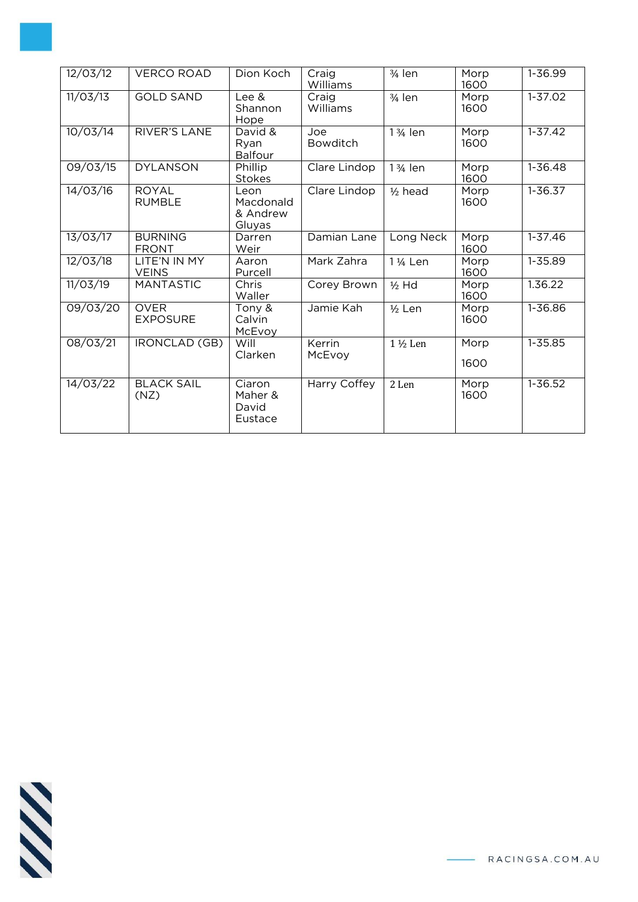| | | | | | | |
|---|---|---|---|---|---|---|
| 12/03/12 | VERCO ROAD | Dion Koch | Craig Williams | ¾ len | Morp 1600 | 1-36.99 |
| 11/03/13 | GOLD SAND | Lee & Shannon Hope | Craig Williams | ¾ len | Morp 1600 | 1-37.02 |
| 10/03/14 | RIVER'S LANE | David & Ryan Balfour | Joe Bowditch | 1 ¾ len | Morp 1600 | 1-37.42 |
| 09/03/15 | DYLANSON | Phillip Stokes | Clare Lindop | 1 ¾ len | Morp 1600 | 1-36.48 |
| 14/03/16 | ROYAL RUMBLE | Leon Macdonald & Andrew Gluyas | Clare Lindop | ½ head | Morp 1600 | 1-36.37 |
| 13/03/17 | BURNING FRONT | Darren Weir | Damian Lane | Long Neck | Morp 1600 | 1-37.46 |
| 12/03/18 | LITE'N IN MY VEINS | Aaron Purcell | Mark Zahra | 1 ¼ Len | Morp 1600 | 1-35.89 |
| 11/03/19 | MANTASTIC | Chris Waller | Corey Brown | ½ Hd | Morp 1600 | 1.36.22 |
| 09/03/20 | OVER EXPOSURE | Tony & Calvin McEvoy | Jamie Kah | ½ Len | Morp 1600 | 1-36.86 |
| 08/03/21 | IRONCLAD (GB) | Will Clarken | Kerrin McEvoy | 1 ½ Len | Morp 1600 | 1-35.85 |
| 14/03/22 | BLACK SAIL (NZ) | Ciaron Maher & David Eustace | Harry Coffey | 2 Len | Morp 1600 | 1-36.52 |